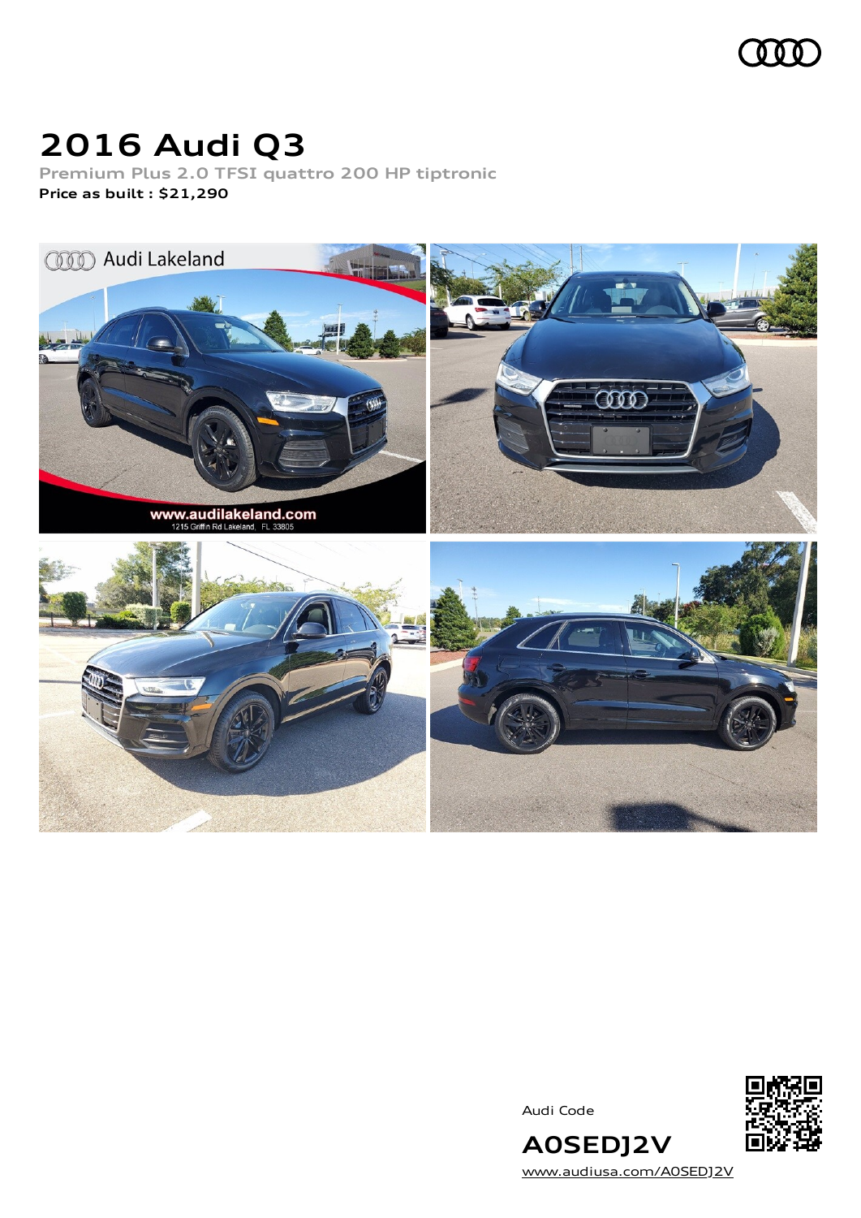# 2016 Audi Q3

Premium Plus 2.0 TFSI quattro 200 HP tiptronic

**Price as built : $21,290**

Audi Code

**A0SEDJ2V**

www.audiusa.com/A0SEDJ2V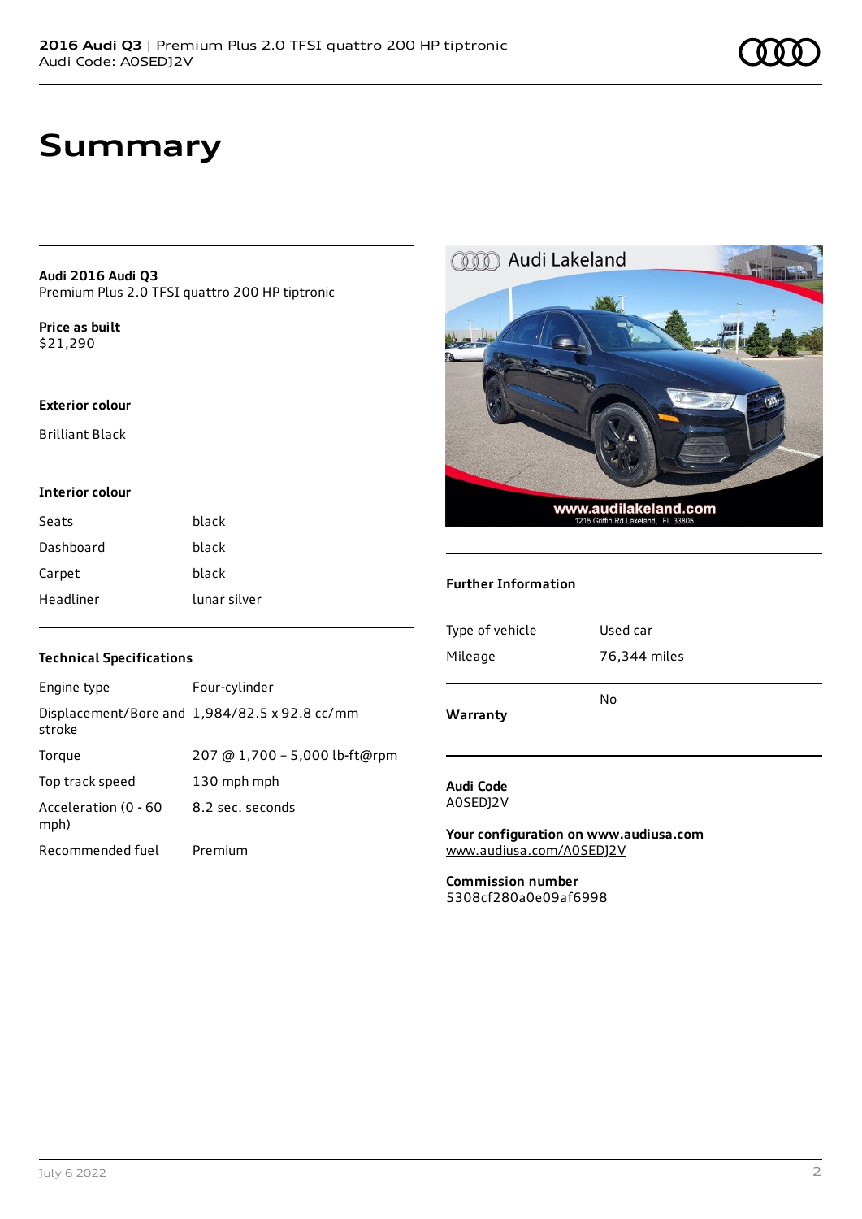# Summary

**Audi 2016 Audi Q3**
Premium Plus 2.0 TFSI quattro 200 HP tiptronic

**Price as built**
$21,290

### Exterior colour

Brilliant Black

### Interior colour

| | |
|---|---|
| Seats | black |
| Dashboard | black |
| Carpet | black |
| Headliner | lunar silver |

### Technical Specifications

| | |
|---|---|
| Engine type | Four-cylinder |
| Displacement/Bore and stroke | 1,984/82.5 x 92.8 cc/mm |
| Torque | 207 @ 1,700 – 5,000 lb-ft@rpm |
| Top track speed | 130 mph mph |
| Acceleration (0 - 60 mph) | 8.2 sec. seconds |
| Recommended fuel | Premium |

### Further Information

| | |
|---|---|
| Type of vehicle | Used car |
| Mileage | 76,344 miles |
| **Warranty** | No |

**Audi Code**
A0SEDJ2V

**Your configuration on www.audiusa.com**
www.audiusa.com/A0SEDJ2V

**Commission number**
5308cf280a0e09af6998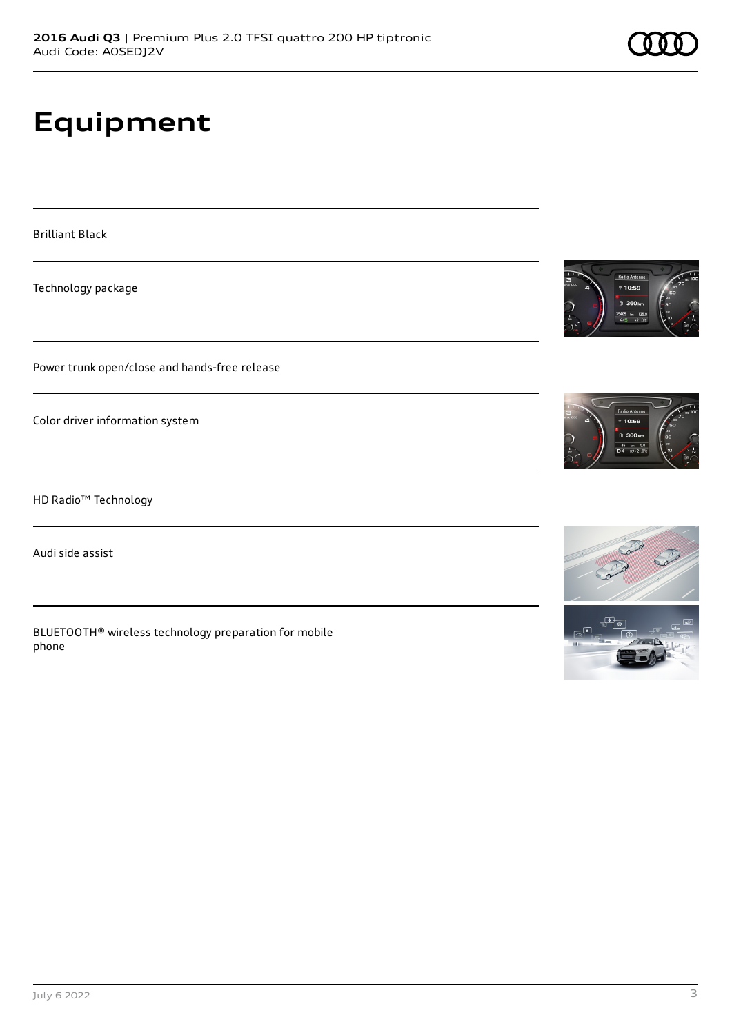# Equipment

Brilliant Black

Technology package

Power trunk open/close and hands-free release

Color driver information system

HD Radio™ Technology

Audi side assist

BLUETOOTH® wireless technology preparation for mobile phone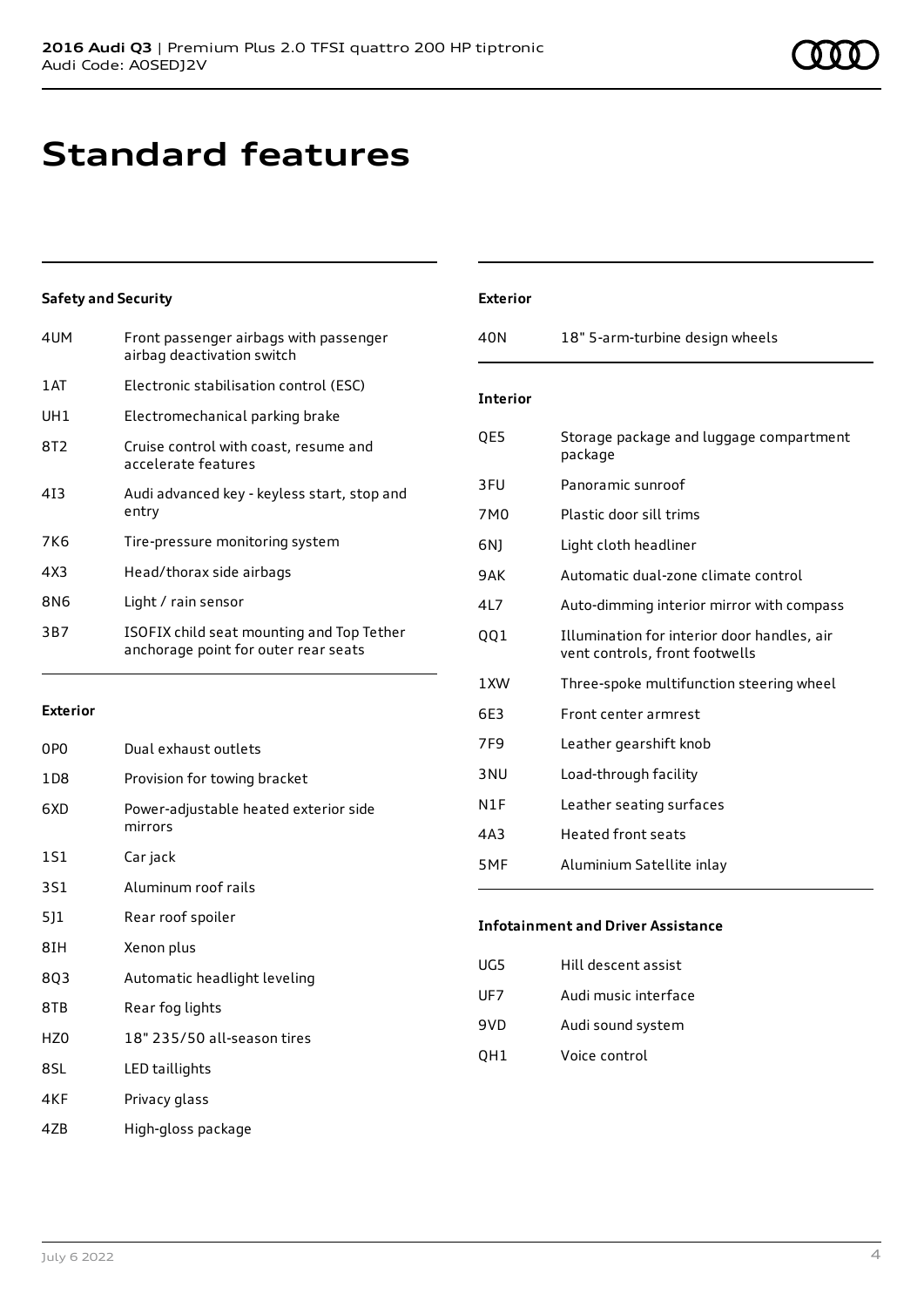# Standard features

## Safety and Security

| Code | Feature |
| --- | --- |
| 4UM | Front passenger airbags with passenger airbag deactivation switch |
| 1AT | Electronic stabilisation control (ESC) |
| UH1 | Electromechanical parking brake |
| 8T2 | Cruise control with coast, resume and accelerate features |
| 4I3 | Audi advanced key - keyless start, stop and entry |
| 7K6 | Tire-pressure monitoring system |
| 4X3 | Head/thorax side airbags |
| 8N6 | Light / rain sensor |
| 3B7 | ISOFIX child seat mounting and Top Tether anchorage point for outer rear seats |

## Exterior

| Code | Feature |
| --- | --- |
| 0P0 | Dual exhaust outlets |
| 1D8 | Provision for towing bracket |
| 6XD | Power-adjustable heated exterior side mirrors |
| 1S1 | Car jack |
| 3S1 | Aluminum roof rails |
| 5J1 | Rear roof spoiler |
| 8IH | Xenon plus |
| 8Q3 | Automatic headlight leveling |
| 8TB | Rear fog lights |
| HZ0 | 18" 235/50 all-season tires |
| 8SL | LED taillights |
| 4KF | Privacy glass |
| 4ZB | High-gloss package |

## Exterior

| Code | Feature |
| --- | --- |
| 40N | 18" 5-arm-turbine design wheels |

## Interior

| Code | Feature |
| --- | --- |
| QE5 | Storage package and luggage compartment package |
| 3FU | Panoramic sunroof |
| 7M0 | Plastic door sill trims |
| 6NJ | Light cloth headliner |
| 9AK | Automatic dual-zone climate control |
| 4L7 | Auto-dimming interior mirror with compass |
| QQ1 | Illumination for interior door handles, air vent controls, front footwells |
| 1XW | Three-spoke multifunction steering wheel |
| 6E3 | Front center armrest |
| 7F9 | Leather gearshift knob |
| 3NU | Load-through facility |
| N1F | Leather seating surfaces |
| 4A3 | Heated front seats |
| 5MF | Aluminium Satellite inlay |

## Infotainment and Driver Assistance

| Code | Feature |
| --- | --- |
| UG5 | Hill descent assist |
| UF7 | Audi music interface |
| 9VD | Audi sound system |
| QH1 | Voice control |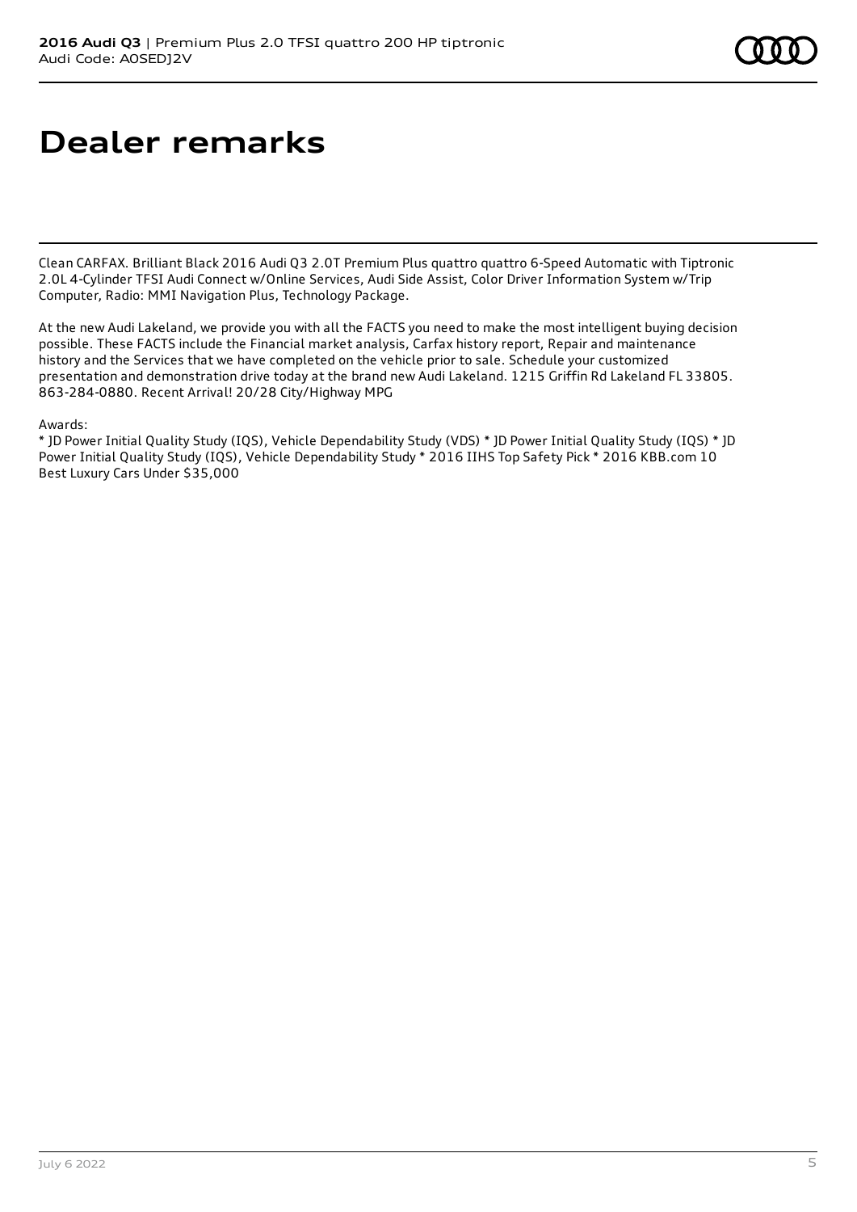# Dealer remarks

Clean CARFAX. Brilliant Black 2016 Audi Q3 2.0T Premium Plus quattro quattro 6-Speed Automatic with Tiptronic 2.0L 4-Cylinder TFSI Audi Connect w/Online Services, Audi Side Assist, Color Driver Information System w/Trip Computer, Radio: MMI Navigation Plus, Technology Package.

At the new Audi Lakeland, we provide you with all the FACTS you need to make the most intelligent buying decision possible. These FACTS include the Financial market analysis, Carfax history report, Repair and maintenance history and the Services that we have completed on the vehicle prior to sale. Schedule your customized presentation and demonstration drive today at the brand new Audi Lakeland. 1215 Griffin Rd Lakeland FL 33805. 863-284-0880. Recent Arrival! 20/28 City/Highway MPG

Awards:
* JD Power Initial Quality Study (IQS), Vehicle Dependability Study (VDS) * JD Power Initial Quality Study (IQS) * JD Power Initial Quality Study (IQS), Vehicle Dependability Study * 2016 IIHS Top Safety Pick * 2016 KBB.com 10 Best Luxury Cars Under $35,000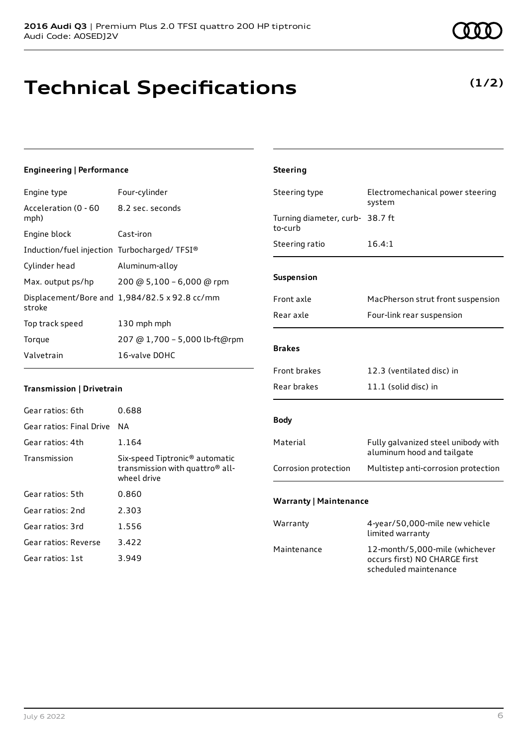**2016 Audi Q3** | Premium Plus 2.0 TFSI quattro 200 HP tiptronic
Audi Code: A0SEDJ2V

# Technical Specifications

**(1/2)**

### Engineering | Performance

| | |
|---|---|
| Engine type | Four-cylinder |
| Acceleration (0 - 60 mph) | 8.2 sec. seconds |
| Engine block | Cast-iron |
| Induction/fuel injection | Turbocharged/ TFSI® |
| Cylinder head | Aluminum-alloy |
| Max. output ps/hp | 200 @ 5,100 – 6,000 @ rpm |
| Displacement/Bore and stroke | 1,984/82.5 x 92.8 cc/mm |
| Top track speed | 130 mph mph |
| Torque | 207 @ 1,700 – 5,000 lb-ft@rpm |
| Valvetrain | 16-valve DOHC |

### Transmission | Drivetrain

| | |
|---|---|
| Gear ratios: 6th | 0.688 |
| Gear ratios: Final Drive | NA |
| Gear ratios: 4th | 1.164 |
| Transmission | Six-speed Tiptronic® automatic transmission with quattro® all-wheel drive |
| Gear ratios: 5th | 0.860 |
| Gear ratios: 2nd | 2.303 |
| Gear ratios: 3rd | 1.556 |
| Gear ratios: Reverse | 3.422 |
| Gear ratios: 1st | 3.949 |

### Steering

| | |
|---|---|
| Steering type | Electromechanical power steering system |
| Turning diameter, curb-to-curb | 38.7 ft |
| Steering ratio | 16.4:1 |

### Suspension

| | |
|---|---|
| Front axle | MacPherson strut front suspension |
| Rear axle | Four-link rear suspension |

### Brakes

| | |
|---|---|
| Front brakes | 12.3 (ventilated disc) in |
| Rear brakes | 11.1 (solid disc) in |

### Body

| | |
|---|---|
| Material | Fully galvanized steel unibody with aluminum hood and tailgate |
| Corrosion protection | Multistep anti-corrosion protection |

### Warranty | Maintenance

| | |
|---|---|
| Warranty | 4-year/50,000-mile new vehicle limited warranty |
| Maintenance | 12-month/5,000-mile (whichever occurs first) NO CHARGE first scheduled maintenance |

July 6 2022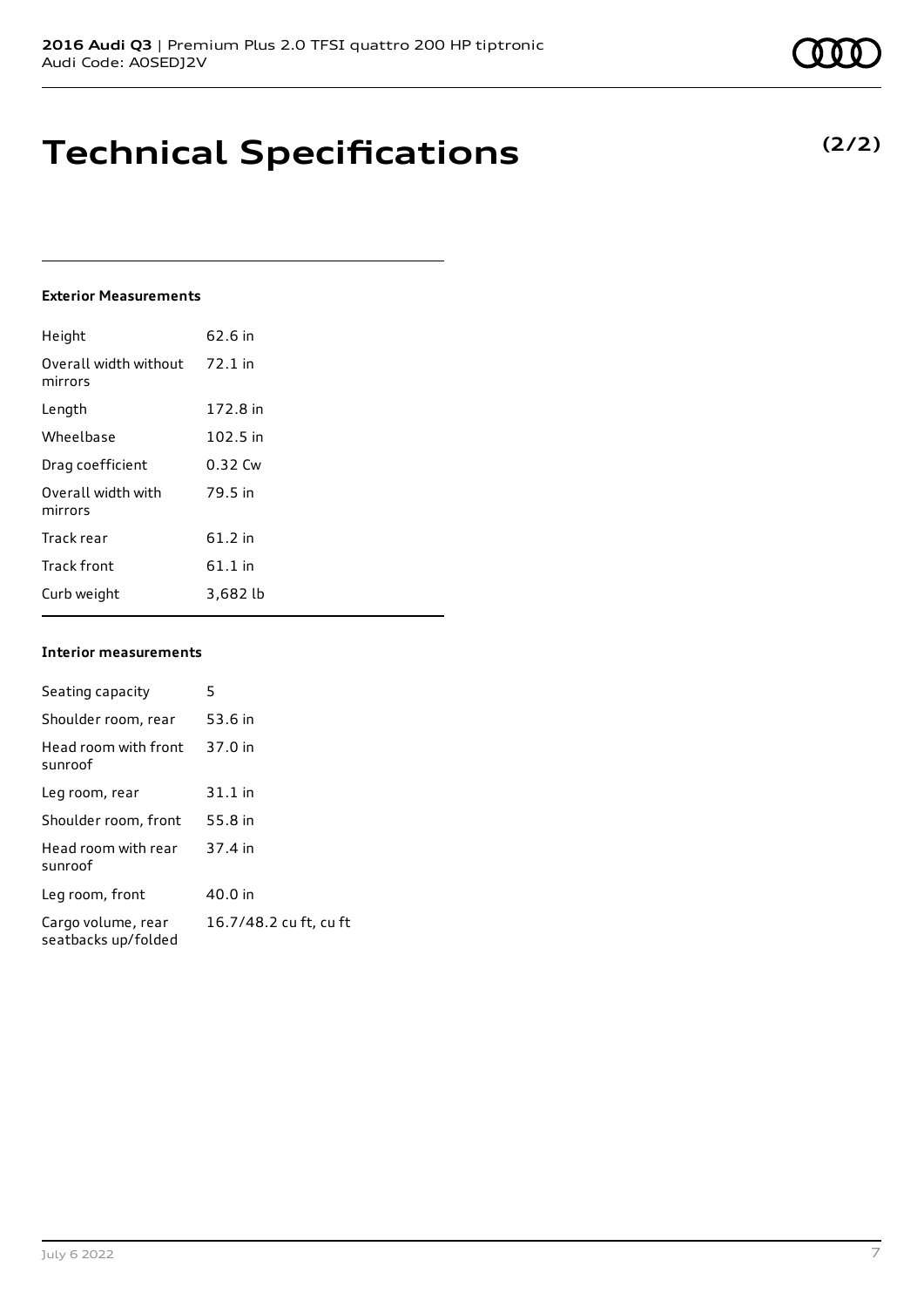# Technical Specifications

**(2/2)**

### Exterior Measurements

| | |
|---|---|
| Height | 62.6 in |
| Overall width without mirrors | 72.1 in |
| Length | 172.8 in |
| Wheelbase | 102.5 in |
| Drag coefficient | 0.32 Cw |
| Overall width with mirrors | 79.5 in |
| Track rear | 61.2 in |
| Track front | 61.1 in |
| Curb weight | 3,682 lb |

### Interior measurements

| | |
|---|---|
| Seating capacity | 5 |
| Shoulder room, rear | 53.6 in |
| Head room with front sunroof | 37.0 in |
| Leg room, rear | 31.1 in |
| Shoulder room, front | 55.8 in |
| Head room with rear sunroof | 37.4 in |
| Leg room, front | 40.0 in |
| Cargo volume, rear seatbacks up/folded | 16.7/48.2 cu ft, cu ft |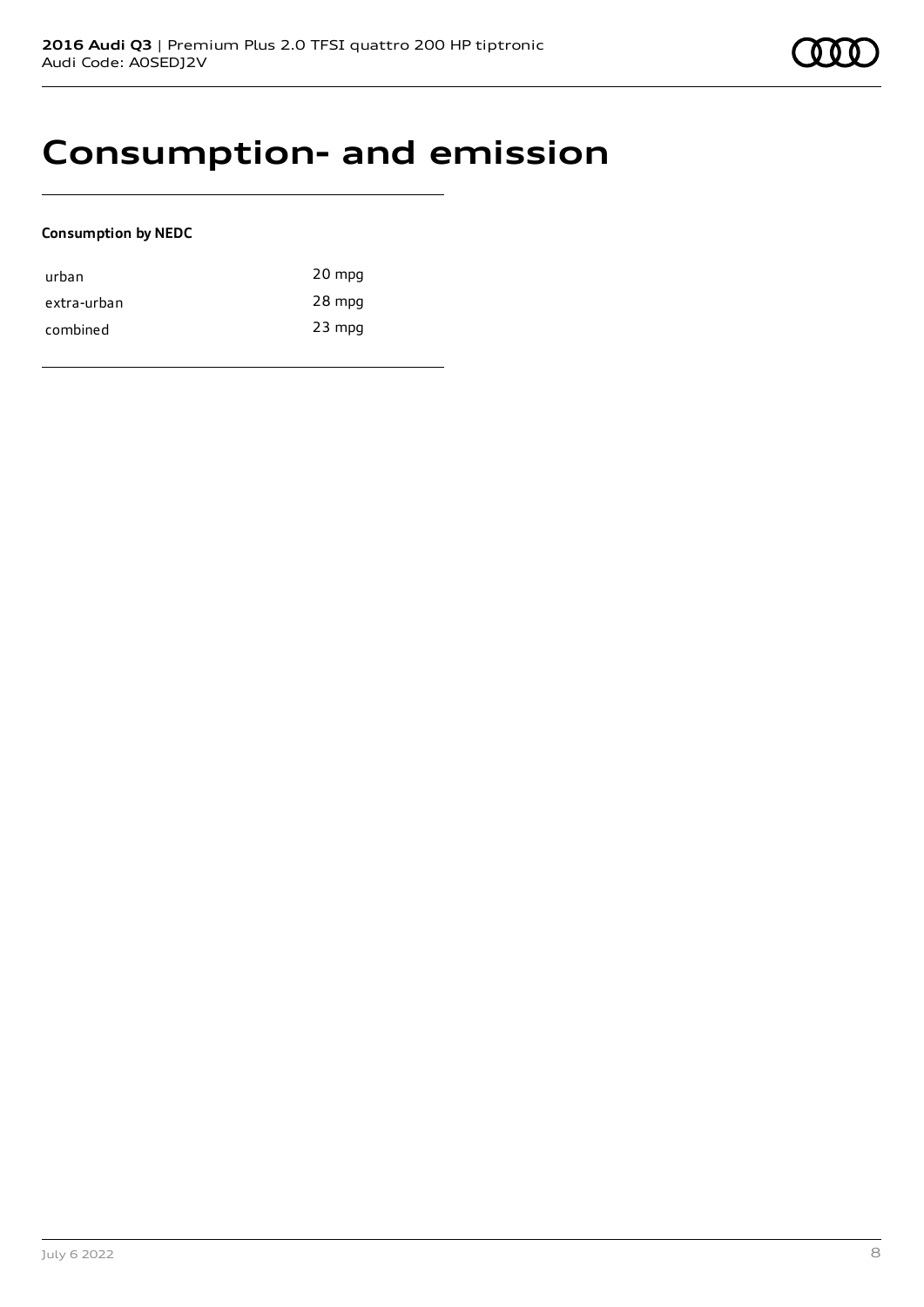# Consumption- and emission

**Consumption by NEDC**

| | |
|---|---|
| urban | 20 mpg |
| extra-urban | 28 mpg |
| combined | 23 mpg |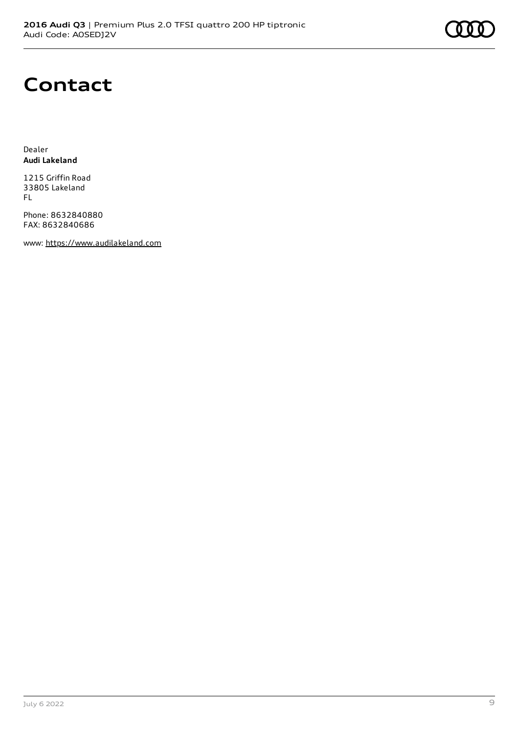# Contact

Dealer
**Audi Lakeland**

1215 Griffin Road
33805 Lakeland
FL

Phone: 8632840880
FAX: 8632840686

www: https://www.audilakeland.com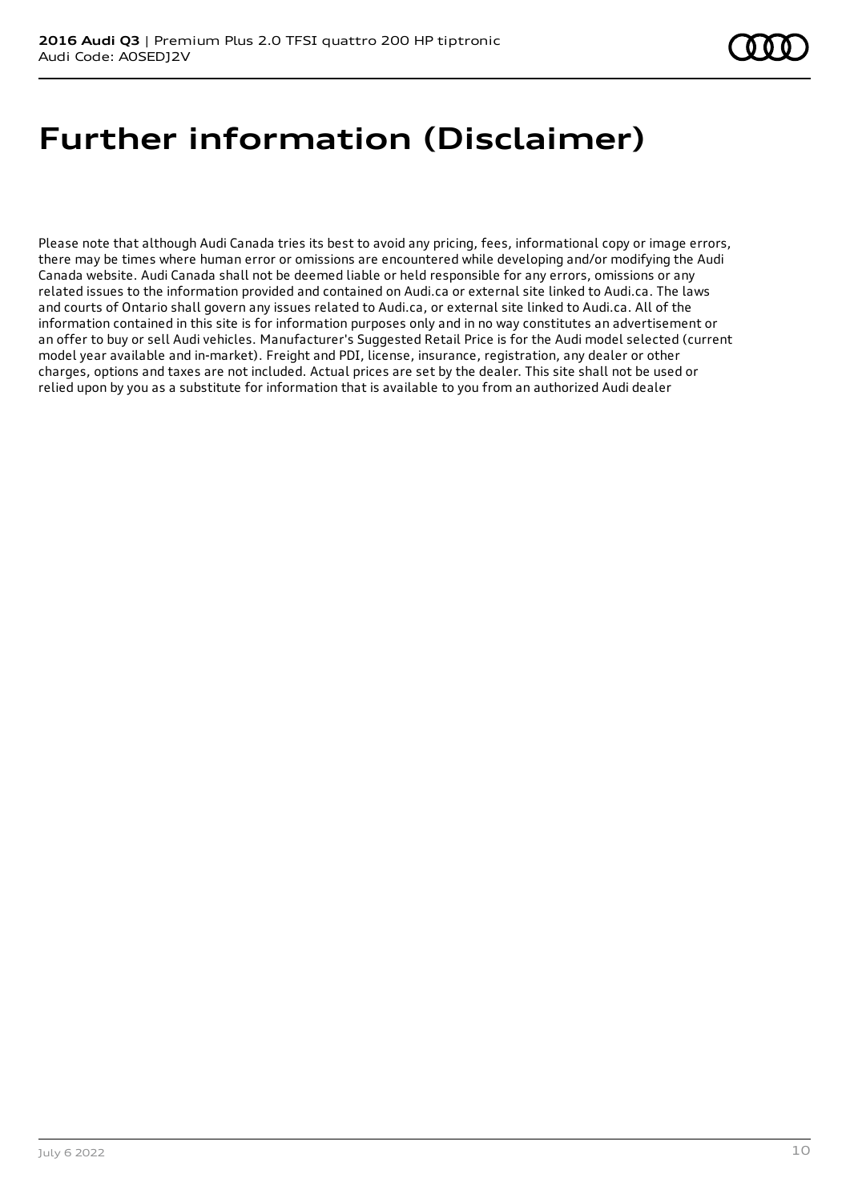# Further information (Disclaimer)

Please note that although Audi Canada tries its best to avoid any pricing, fees, informational copy or image errors, there may be times where human error or omissions are encountered while developing and/or modifying the Audi Canada website. Audi Canada shall not be deemed liable or held responsible for any errors, omissions or any related issues to the information provided and contained on Audi.ca or external site linked to Audi.ca. The laws and courts of Ontario shall govern any issues related to Audi.ca, or external site linked to Audi.ca. All of the information contained in this site is for information purposes only and in no way constitutes an advertisement or an offer to buy or sell Audi vehicles. Manufacturer's Suggested Retail Price is for the Audi model selected (current model year available and in-market). Freight and PDI, license, insurance, registration, any dealer or other charges, options and taxes are not included. Actual prices are set by the dealer. This site shall not be used or relied upon by you as a substitute for information that is available to you from an authorized Audi dealer